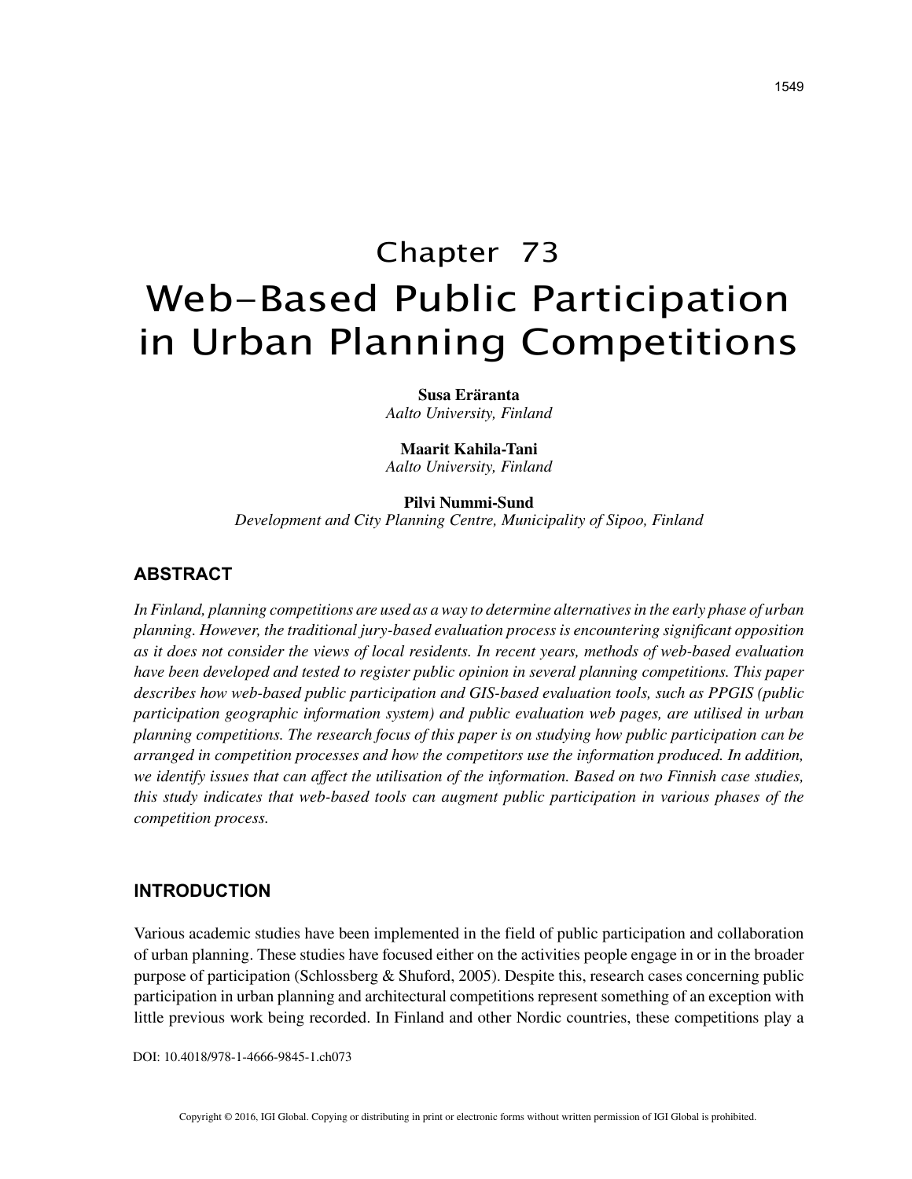# Chapter 73
# Web-Based Public Participation in Urban Planning Competitions

**Susa Eräranta**
*Aalto University, Finland*

**Maarit Kahila-Tani**
*Aalto University, Finland*

**Pilvi Nummi-Sund**
*Development and City Planning Centre, Municipality of Sipoo, Finland*

## ABSTRACT

*In Finland, planning competitions are used as a way to determine alternatives in the early phase of urban planning. However, the traditional jury-based evaluation process is encountering significant opposition as it does not consider the views of local residents. In recent years, methods of web-based evaluation have been developed and tested to register public opinion in several planning competitions. This paper describes how web-based public participation and GIS-based evaluation tools, such as PPGIS (public participation geographic information system) and public evaluation web pages, are utilised in urban planning competitions. The research focus of this paper is on studying how public participation can be arranged in competition processes and how the competitors use the information produced. In addition, we identify issues that can affect the utilisation of the information. Based on two Finnish case studies, this study indicates that web-based tools can augment public participation in various phases of the competition process.*

## INTRODUCTION

Various academic studies have been implemented in the field of public participation and collaboration of urban planning. These studies have focused either on the activities people engage in or in the broader purpose of participation (Schlossberg & Shuford, 2005). Despite this, research cases concerning public participation in urban planning and architectural competitions represent something of an exception with little previous work being recorded. In Finland and other Nordic countries, these competitions play a

DOI: 10.4018/978-1-4666-9845-1.ch073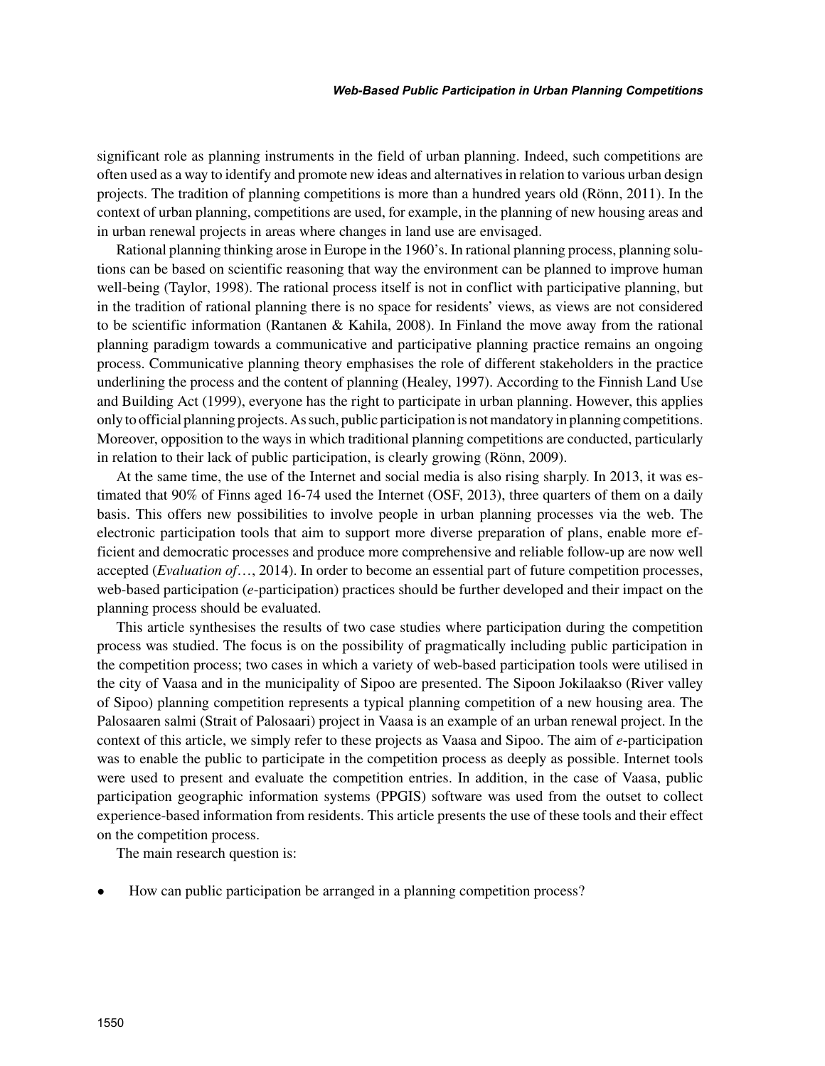significant role as planning instruments in the field of urban planning. Indeed, such competitions are often used as a way to identify and promote new ideas and alternatives in relation to various urban design projects. The tradition of planning competitions is more than a hundred years old (Rönn, 2011). In the context of urban planning, competitions are used, for example, in the planning of new housing areas and in urban renewal projects in areas where changes in land use are envisaged.

Rational planning thinking arose in Europe in the 1960's. In rational planning process, planning solutions can be based on scientific reasoning that way the environment can be planned to improve human well-being (Taylor, 1998). The rational process itself is not in conflict with participative planning, but in the tradition of rational planning there is no space for residents' views, as views are not considered to be scientific information (Rantanen & Kahila, 2008). In Finland the move away from the rational planning paradigm towards a communicative and participative planning practice remains an ongoing process. Communicative planning theory emphasises the role of different stakeholders in the practice underlining the process and the content of planning (Healey, 1997). According to the Finnish Land Use and Building Act (1999), everyone has the right to participate in urban planning. However, this applies only to official planning projects. As such, public participation is not mandatory in planning competitions. Moreover, opposition to the ways in which traditional planning competitions are conducted, particularly in relation to their lack of public participation, is clearly growing (Rönn, 2009).

At the same time, the use of the Internet and social media is also rising sharply. In 2013, it was estimated that 90% of Finns aged 16-74 used the Internet (OSF, 2013), three quarters of them on a daily basis. This offers new possibilities to involve people in urban planning processes via the web. The electronic participation tools that aim to support more diverse preparation of plans, enable more efficient and democratic processes and produce more comprehensive and reliable follow-up are now well accepted (*Evaluation of*…, 2014). In order to become an essential part of future competition processes, web-based participation (*e*-participation) practices should be further developed and their impact on the planning process should be evaluated.

This article synthesises the results of two case studies where participation during the competition process was studied. The focus is on the possibility of pragmatically including public participation in the competition process; two cases in which a variety of web-based participation tools were utilised in the city of Vaasa and in the municipality of Sipoo are presented. The Sipoon Jokilaakso (River valley of Sipoo) planning competition represents a typical planning competition of a new housing area. The Palosaaren salmi (Strait of Palosaari) project in Vaasa is an example of an urban renewal project. In the context of this article, we simply refer to these projects as Vaasa and Sipoo. The aim of *e*-participation was to enable the public to participate in the competition process as deeply as possible. Internet tools were used to present and evaluate the competition entries. In addition, in the case of Vaasa, public participation geographic information systems (PPGIS) software was used from the outset to collect experience-based information from residents. This article presents the use of these tools and their effect on the competition process.

The main research question is:

- How can public participation be arranged in a planning competition process?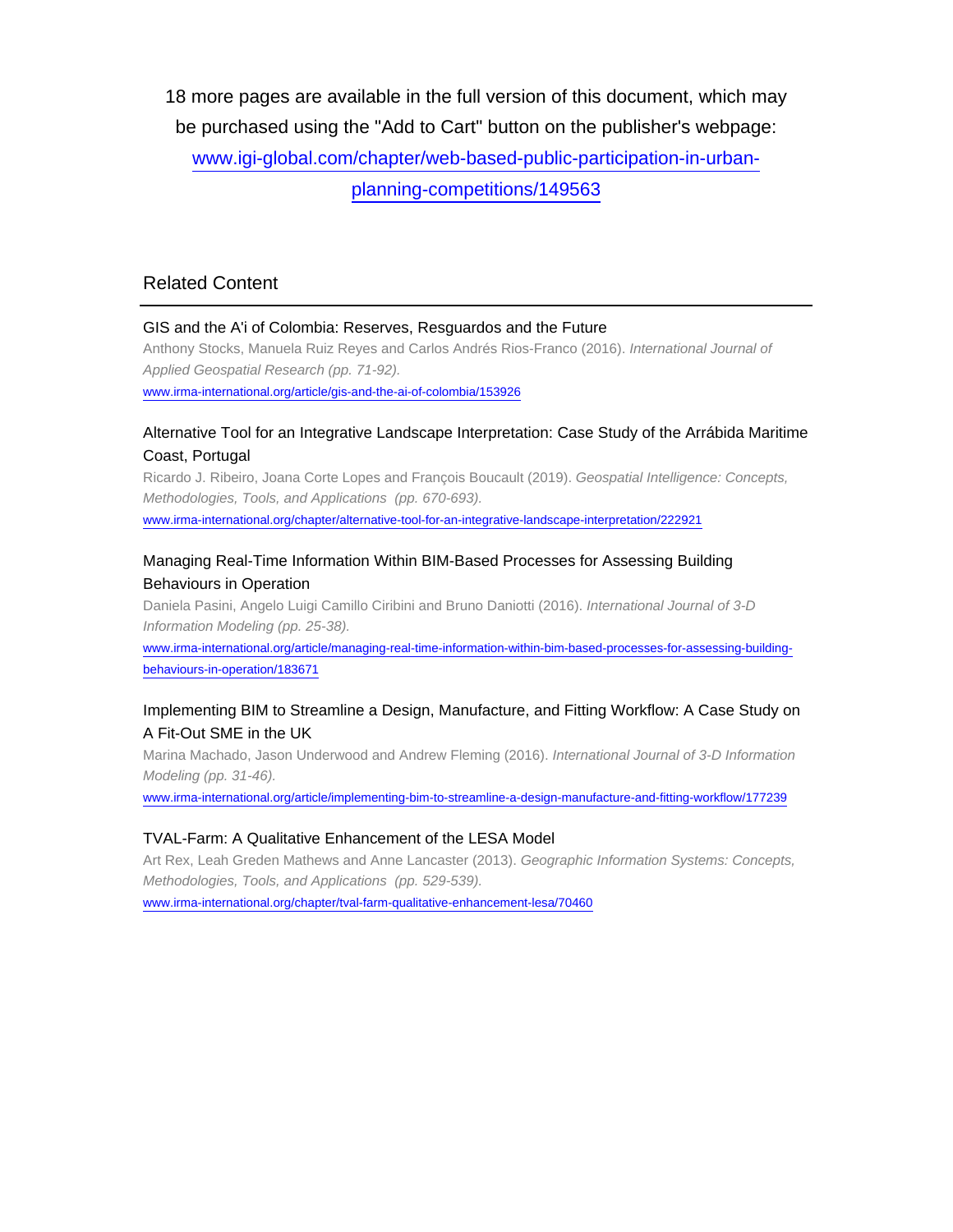18 more pages are available in the full version of this document, which may be purchased using the "Add to Cart" button on the publisher's webpage: www.igi-global.com/chapter/web-based-public-participation-in-urban-planning-competitions/149563

## Related Content

GIS and the A'i of Colombia: Reserves, Resguardos and the Future
Anthony Stocks, Manuela Ruiz Reyes and Carlos Andrés Rios-Franco (2016). *International Journal of Applied Geospatial Research (pp. 71-92).*
www.irma-international.org/article/gis-and-the-ai-of-colombia/153926

Alternative Tool for an Integrative Landscape Interpretation: Case Study of the Arrábida Maritime Coast, Portugal
Ricardo J. Ribeiro, Joana Corte Lopes and François Boucault (2019). *Geospatial Intelligence: Concepts, Methodologies, Tools, and Applications (pp. 670-693).*
www.irma-international.org/chapter/alternative-tool-for-an-integrative-landscape-interpretation/222921

Managing Real-Time Information Within BIM-Based Processes for Assessing Building Behaviours in Operation
Daniela Pasini, Angelo Luigi Camillo Ciribini and Bruno Daniotti (2016). *International Journal of 3-D Information Modeling (pp. 25-38).*
www.irma-international.org/article/managing-real-time-information-within-bim-based-processes-for-assessing-building-behaviours-in-operation/183671

Implementing BIM to Streamline a Design, Manufacture, and Fitting Workflow: A Case Study on A Fit-Out SME in the UK
Marina Machado, Jason Underwood and Andrew Fleming (2016). *International Journal of 3-D Information Modeling (pp. 31-46).*
www.irma-international.org/article/implementing-bim-to-streamline-a-design-manufacture-and-fitting-workflow/177239

TVAL-Farm: A Qualitative Enhancement of the LESA Model
Art Rex, Leah Greden Mathews and Anne Lancaster (2013). *Geographic Information Systems: Concepts, Methodologies, Tools, and Applications (pp. 529-539).*
www.irma-international.org/chapter/tval-farm-qualitative-enhancement-lesa/70460